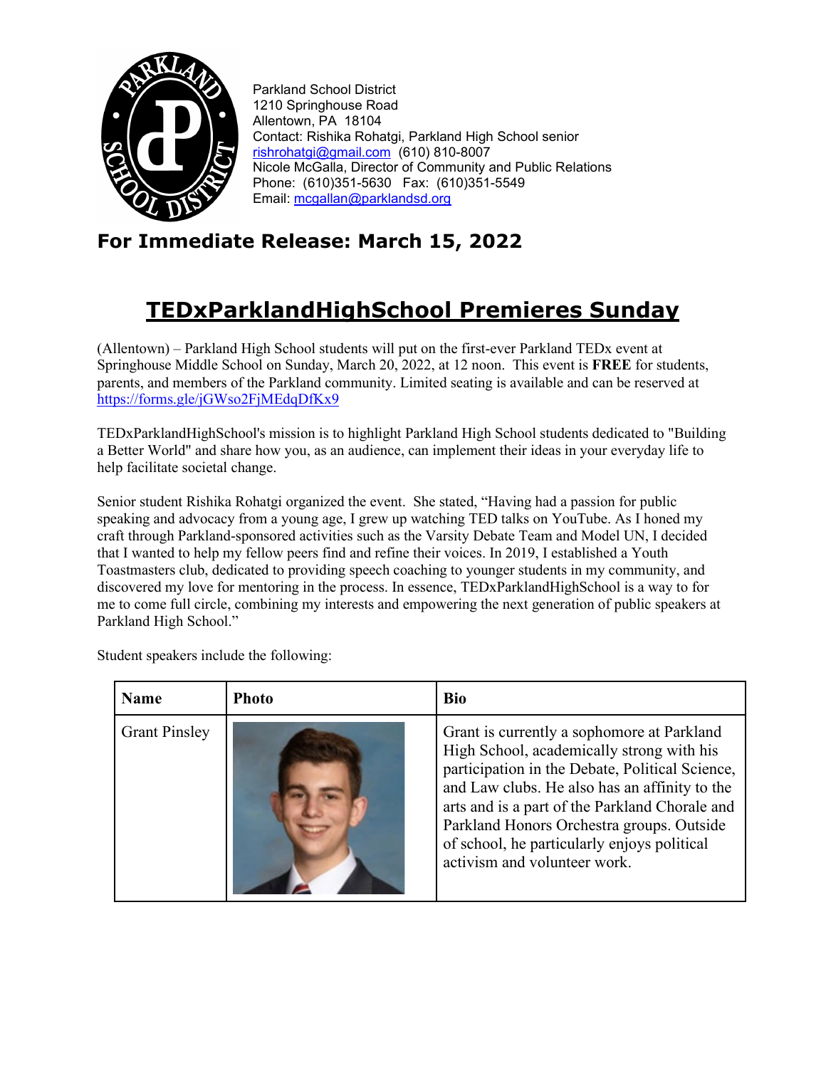Parkland School District
1210 Springhouse Road
Allentown, PA 18104
Contact: Rishika Rohatgi, Parkland High School senior
rishrohatgi@gmail.com (610) 810-8007
Nicole McGalla, Director of Community and Public Relations
Phone: (610)351-5630 Fax: (610)351-5549
Email: mcgallan@parklandsd.org

## For Immediate Release: March 15, 2022

# TEDxParklandHighSchool Premieres Sunday

(Allentown) – Parkland High School students will put on the first-ever Parkland TEDx event at Springhouse Middle School on Sunday, March 20, 2022, at 12 noon. This event is **FREE** for students, parents, and members of the Parkland community. Limited seating is available and can be reserved at https://forms.gle/jGWso2FjMEdqDfKx9

TEDxParklandHighSchool's mission is to highlight Parkland High School students dedicated to "Building a Better World" and share how you, as an audience, can implement their ideas in your everyday life to help facilitate societal change.

Senior student Rishika Rohatgi organized the event. She stated, "Having had a passion for public speaking and advocacy from a young age, I grew up watching TED talks on YouTube. As I honed my craft through Parkland-sponsored activities such as the Varsity Debate Team and Model UN, I decided that I wanted to help my fellow peers find and refine their voices. In 2019, I established a Youth Toastmasters club, dedicated to providing speech coaching to younger students in my community, and discovered my love for mentoring in the process. In essence, TEDxParklandHighSchool is a way to for me to come full circle, combining my interests and empowering the next generation of public speakers at Parkland High School."

Student speakers include the following:

| Name | Photo | Bio |
|---|---|---|
| Grant Pinsley | | Grant is currently a sophomore at Parkland High School, academically strong with his participation in the Debate, Political Science, and Law clubs. He also has an affinity to the arts and is a part of the Parkland Chorale and Parkland Honors Orchestra groups. Outside of school, he particularly enjoys political activism and volunteer work. |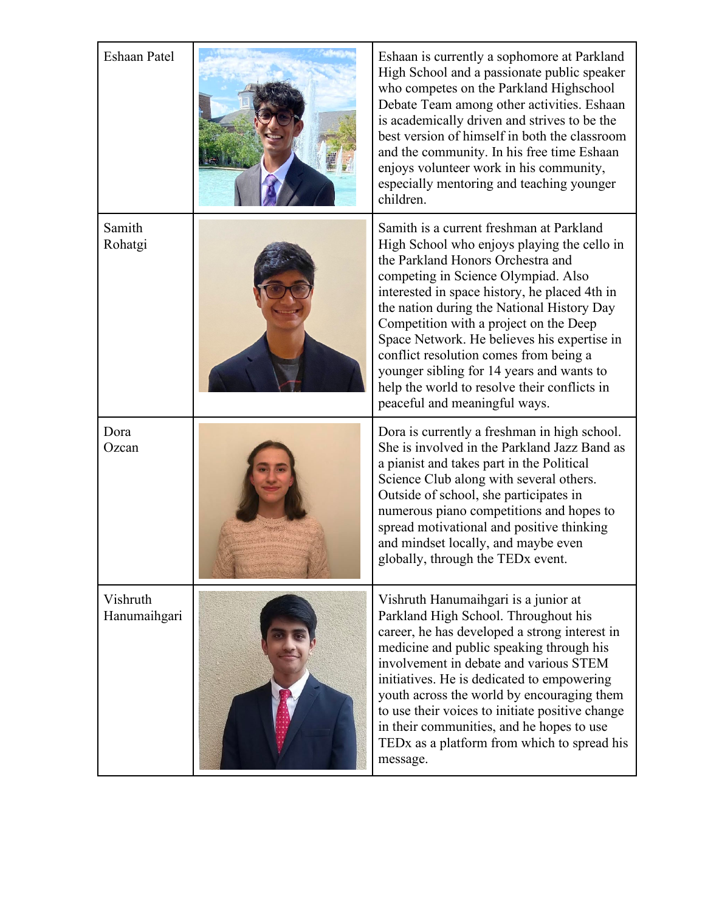| | | |
|---|---|---|
| Eshaan Patel | | Eshaan is currently a sophomore at Parkland High School and a passionate public speaker who competes on the Parkland Highschool Debate Team among other activities. Eshaan is academically driven and strives to be the best version of himself in both the classroom and the community. In his free time Eshaan enjoys volunteer work in his community, especially mentoring and teaching younger children. |
| Samith Rohatgi | | Samith is a current freshman at Parkland High School who enjoys playing the cello in the Parkland Honors Orchestra and competing in Science Olympiad. Also interested in space history, he placed 4th in the nation during the National History Day Competition with a project on the Deep Space Network. He believes his expertise in conflict resolution comes from being a younger sibling for 14 years and wants to help the world to resolve their conflicts in peaceful and meaningful ways. |
| Dora Ozcan | | Dora is currently a freshman in high school. She is involved in the Parkland Jazz Band as a pianist and takes part in the Political Science Club along with several others. Outside of school, she participates in numerous piano competitions and hopes to spread motivational and positive thinking and mindset locally, and maybe even globally, through the TEDx event. |
| Vishruth Hanumaihgari | | Vishruth Hanumaihgari is a junior at Parkland High School. Throughout his career, he has developed a strong interest in medicine and public speaking through his involvement in debate and various STEM initiatives. He is dedicated to empowering youth across the world by encouraging them to use their voices to initiate positive change in their communities, and he hopes to use TEDx as a platform from which to spread his message. |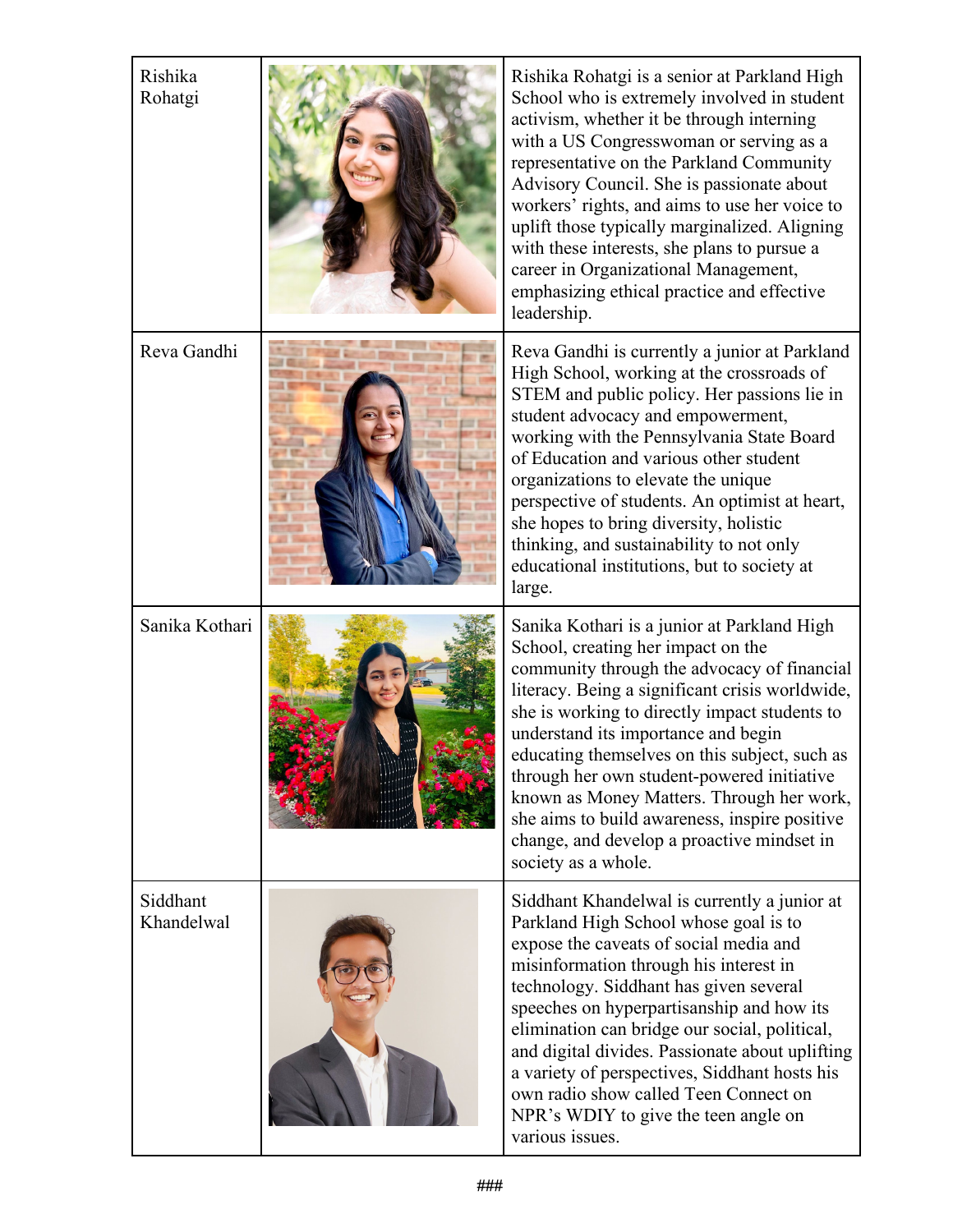| | | |
|---|---|---|
| Rishika Rohatgi | | Rishika Rohatgi is a senior at Parkland High School who is extremely involved in student activism, whether it be through interning with a US Congresswoman or serving as a representative on the Parkland Community Advisory Council. She is passionate about workers' rights, and aims to use her voice to uplift those typically marginalized. Aligning with these interests, she plans to pursue a career in Organizational Management, emphasizing ethical practice and effective leadership. |
| Reva Gandhi | | Reva Gandhi is currently a junior at Parkland High School, working at the crossroads of STEM and public policy. Her passions lie in student advocacy and empowerment, working with the Pennsylvania State Board of Education and various other student organizations to elevate the unique perspective of students. An optimist at heart, she hopes to bring diversity, holistic thinking, and sustainability to not only educational institutions, but to society at large. |
| Sanika Kothari | | Sanika Kothari is a junior at Parkland High School, creating her impact on the community through the advocacy of financial literacy. Being a significant crisis worldwide, she is working to directly impact students to understand its importance and begin educating themselves on this subject, such as through her own student-powered initiative known as Money Matters. Through her work, she aims to build awareness, inspire positive change, and develop a proactive mindset in society as a whole. |
| Siddhant Khandelwal | | Siddhant Khandelwal is currently a junior at Parkland High School whose goal is to expose the caveats of social media and misinformation through his interest in technology. Siddhant has given several speeches on hyperpartisanship and how its elimination can bridge our social, political, and digital divides. Passionate about uplifting a variety of perspectives, Siddhant hosts his own radio show called Teen Connect on NPR's WDIY to give the teen angle on various issues. |

###